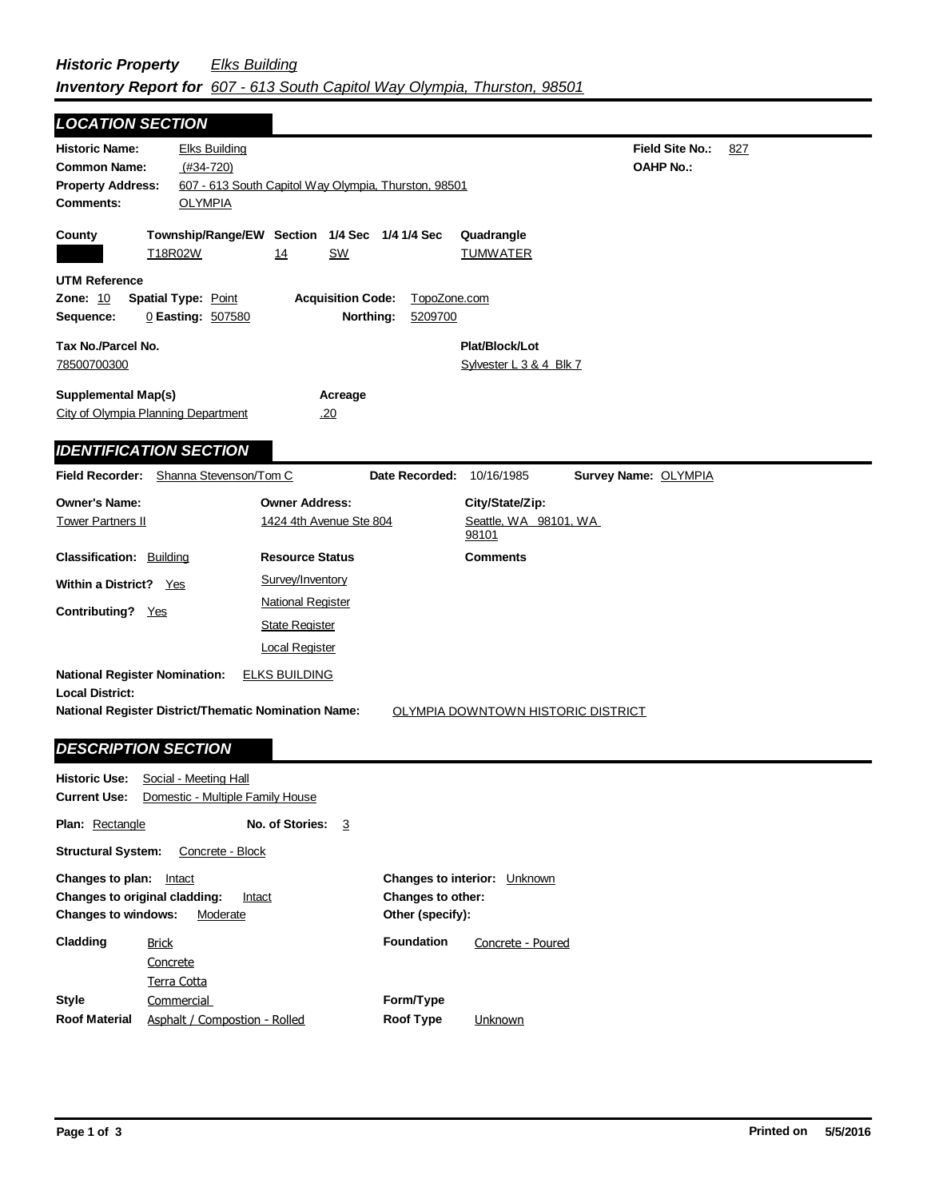***Historic Property*** *Elks Building*

***Inventory Report for*** *607 - 613 South Capitol Way Olympia, Thurston, 98501*

## LOCATION SECTION

**Historic Name:** Elks Building
**Field Site No.:** 827
**Common Name:** (#34-720)
**OAHP No.:**
**Property Address:** 607 - 613 South Capitol Way Olympia, Thurston, 98501
**Comments:** OLYMPIA

| County | Township/Range/EW | Section | 1/4 Sec | 1/4 1/4 Sec | Quadrangle |
|---|---|---|---|---|---|
| | T18R02W | 14 | SW | | TUMWATER |

**UTM Reference**
**Zone:** 10 **Spatial Type:** Point **Acquisition Code:** TopoZone.com
**Sequence:** 0 **Easting:** 507580 **Northing:** 5209700

**Tax No./Parcel No.** 78500700300
**Plat/Block/Lot** Sylvester L 3 & 4 Blk 7

**Supplemental Map(s)** City of Olympia Planning Department
**Acreage** .20

## IDENTIFICATION SECTION

**Field Recorder:** Shanna Stevenson/Tom C **Date Recorded:** 10/16/1985 **Survey Name:** OLYMPIA

| Owner's Name: | Owner Address: | City/State/Zip: |
|---|---|---|
| Tower Partners II | 1424 4th Avenue Ste 804 | Seattle, WA 98101, WA 98101 |

**Classification:** Building
**Within a District?** Yes
**Contributing?** Yes

**Resource Status**
- Survey/Inventory
- National Register
- State Register
- Local Register

**Comments**

**National Register Nomination:** ELKS BUILDING
**Local District:**
**National Register District/Thematic Nomination Name:** OLYMPIA DOWNTOWN HISTORIC DISTRICT

## DESCRIPTION SECTION

**Historic Use:** Social - Meeting Hall
**Current Use:** Domestic - Multiple Family House

**Plan:** Rectangle **No. of Stories:** 3

**Structural System:** Concrete - Block

**Changes to plan:** Intact
**Changes to original cladding:** Intact
**Changes to windows:** Moderate
**Changes to interior:** Unknown
**Changes to other:**
**Other (specify):**

**Cladding** Brick, Concrete, Terra Cotta
**Foundation** Concrete - Poured
**Style** Commercial
**Form/Type**
**Roof Material** Asphalt / Compostion - Rolled
**Roof Type** Unknown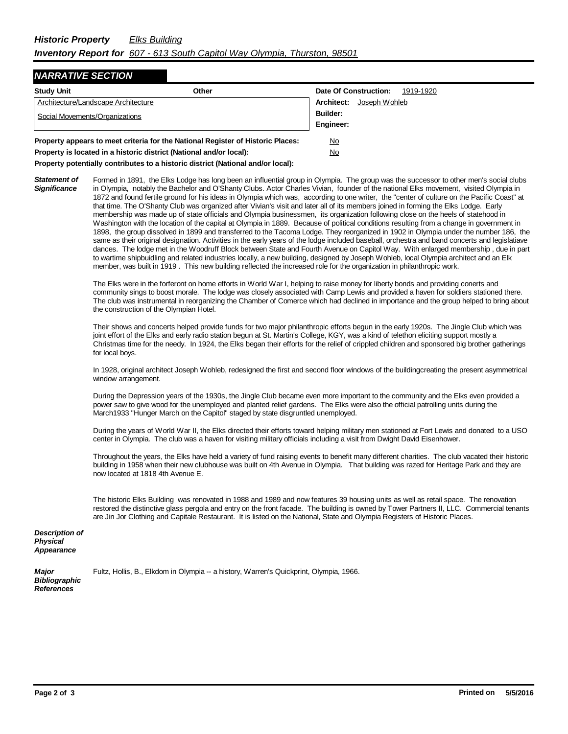***Historic Property*** *Elks Building*

***Inventory Report for*** *607 - 613 South Capitol Way Olympia, Thurston, 98501*

## *NARRATIVE SECTION*

| **Study Unit** | **Other** | **Date Of Construction:** 1919-1920 |
|---|---|---|
| Architecture/Landscape Architecture | | **Architect:** Joseph Wohleb |
| Social Movements/Organizations | | **Builder:** |
| | | **Engineer:** |

**Property appears to meet criteria for the National Register of Historic Places:** No

**Property is located in a historic district (National and/or local):** No

**Property potentially contributes to a historic district (National and/or local):**

***Statement of Significance***

Formed in 1891, the Elks Lodge has long been an influential group in Olympia. The group was the successor to other men's social clubs in Olympia, notably the Bachelor and O'Shanty Clubs. Actor Charles Vivian, founder of the national Elks movement, visited Olympia in 1872 and found fertile ground for his ideas in Olympia which was, according to one writer, the "center of culture on the Pacific Coast" at that time. The O'Shanty Club was organized after Vivian's visit and later all of its members joined in forming the Elks Lodge. Early membership was made up of state officials and Olympia businessmen, its organization following close on the heels of statehood in Washington with the location of the capital at Olympia in 1889. Because of political conditions resulting from a change in government in 1898, the group dissolved in 1899 and transferred to the Tacoma Lodge. They reorganized in 1902 in Olympia under the number 186, the same as their original designation. Activities in the early years of the lodge included baseball, orchestra and band concerts and legislatiave dances. The lodge met in the Woodruff Block between State and Fourth Avenue on Capitol Way. With enlarged membership , due in part to wartime shipbuidling and related industries locally, a new building, designed by Joseph Wohleb, local Olympia architect and an Elk member, was built in 1919 . This new building reflected the increased role for the organization in philanthropic work.

The Elks were in the forferont on home efforts in World War I, helping to raise money for liberty bonds and providing conerts and community sings to boost morale. The lodge was closely associated with Camp Lewis and provided a haven for soldiers stationed there. The club was instrumental in reorganizing the Chamber of Comerce which had declined in importance and the group helped to bring about the construction of the Olympian Hotel.

Their shows and concerts helped provide funds for two major philanthropic efforts begun in the early 1920s. The Jingle Club which was joint effort of the Elks and early radio station begun at St. Martin's College, KGY, was a kind of telethon eliciting support mostly a Christmas time for the needy. In 1924, the Elks began their efforts for the relief of crippled children and sponsored big brother gatherings for local boys.

In 1928, original architect Joseph Wohleb, redesigned the first and second floor windows of the buildingcreating the present asymmetrical window arrangement.

During the Depression years of the 1930s, the Jingle Club became even more important to the community and the Elks even provided a power saw to give wood for the unemployed and planted relief gardens. The Elks were also the official patrolling units during the March1933 "Hunger March on the Capitol" staged by state disgruntled unemployed.

During the years of World War II, the Elks directed their efforts toward helping military men stationed at Fort Lewis and donated to a USO center in Olympia. The club was a haven for visiting military officials including a visit from Dwight David Eisenhower.

Throughout the years, the Elks have held a variety of fund raising events to benefit many different charities. The club vacated their historic building in 1958 when their new clubhouse was built on 4th Avenue in Olympia. That building was razed for Heritage Park and they are now located at 1818 4th Avenue E.

The historic Elks Building was renovated in 1988 and 1989 and now features 39 housing units as well as retail space. The renovation restored the distinctive glass pergola and entry on the front facade. The building is owned by Tower Partners II, LLC. Commercial tenants are Jin Jor Clothing and Capitale Restaurant. It is listed on the National, State and Olympia Registers of Historic Places.

***Description of Physical Appearance***

***Major Bibliographic References***

Fultz, Hollis, B., Elkdom in Olympia -- a history, Warren's Quickprint, Olympia, 1966.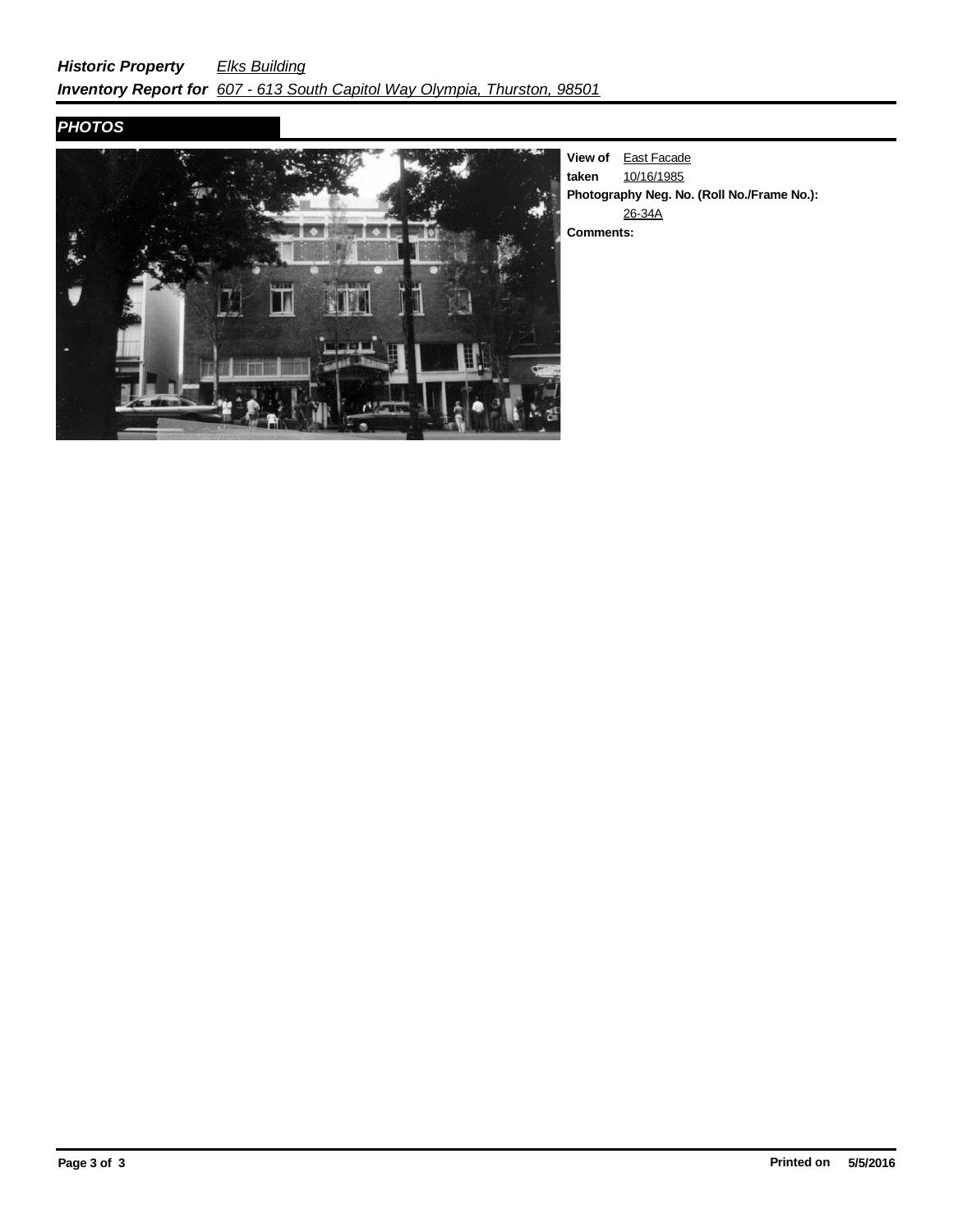***Historic Property Inventory Report for*** *Elks Building*
*607 - 613 South Capitol Way Olympia, Thurston, 98501*

## *PHOTOS*

**View of** East Facade
**taken** 10/16/1985
**Photography Neg. No. (Roll No./Frame No.):**
26-34A
**Comments:**

**Printed on** **5/5/2016**